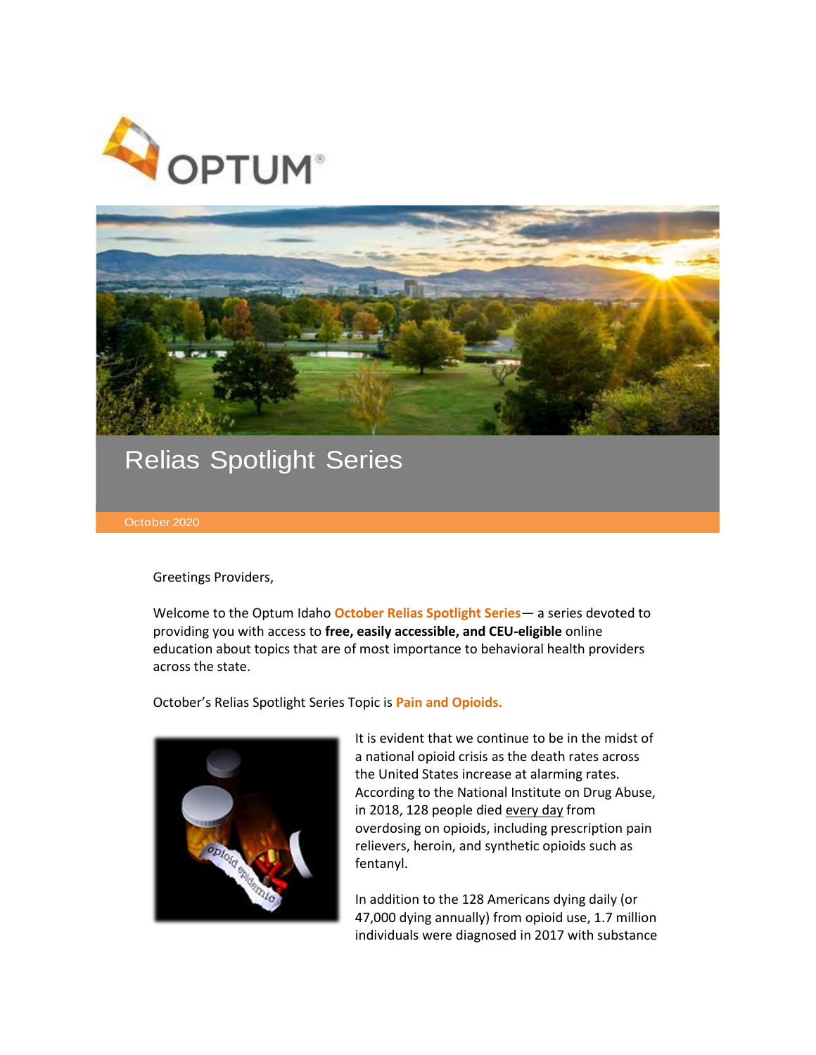OPTUM

# Relias Spotlight Series

October 2020

Greetings Providers,

Welcome to the Optum Idaho **October Relias Spotlight Series**— a series devoted to providing you with access to **free, easily accessible, and CEU-eligible** online education about topics that are of most importance to behavioral health providers across the state.

October's Relias Spotlight Series Topic is **Pain and Opioids.**

It is evident that we continue to be in the midst of a national opioid crisis as the death rates across the United States increase at alarming rates. According to the National Institute on Drug Abuse, in 2018, 128 people died every day from overdosing on opioids, including prescription pain relievers, heroin, and synthetic opioids such as fentanyl.

In addition to the 128 Americans dying daily (or 47,000 dying annually) from opioid use, 1.7 million individuals were diagnosed in 2017 with substance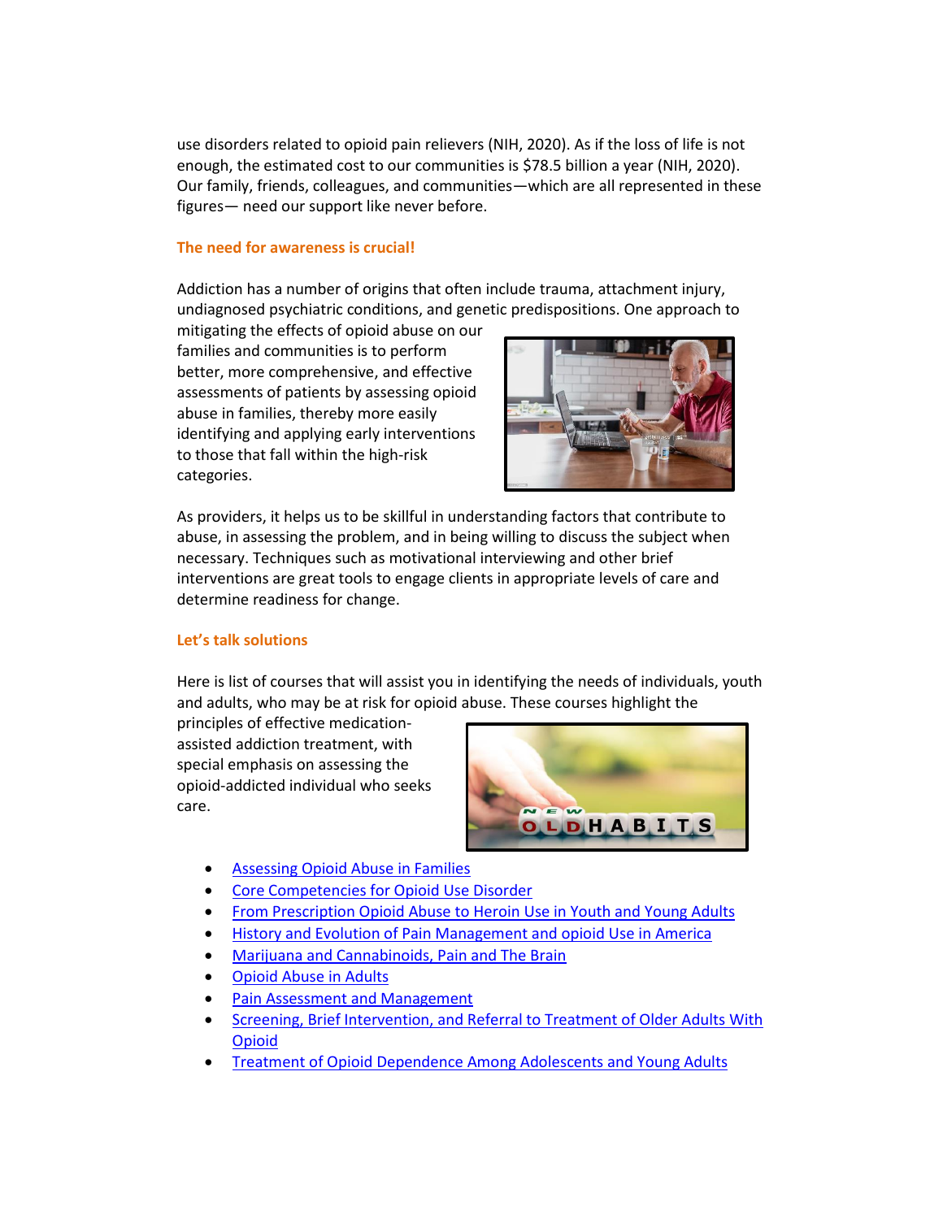use disorders related to opioid pain relievers (NIH, 2020). As if the loss of life is not enough, the estimated cost to our communities is $78.5 billion a year (NIH, 2020). Our family, friends, colleagues, and communities—which are all represented in these figures— need our support like never before.

**The need for awareness is crucial!**

Addiction has a number of origins that often include trauma, attachment injury, undiagnosed psychiatric conditions, and genetic predispositions. One approach to mitigating the effects of opioid abuse on our families and communities is to perform better, more comprehensive, and effective assessments of patients by assessing opioid abuse in families, thereby more easily identifying and applying early interventions to those that fall within the high-risk categories.

As providers, it helps us to be skillful in understanding factors that contribute to abuse, in assessing the problem, and in being willing to discuss the subject when necessary. Techniques such as motivational interviewing and other brief interventions are great tools to engage clients in appropriate levels of care and determine readiness for change.

**Let's talk solutions**

Here is list of courses that will assist you in identifying the needs of individuals, youth and adults, who may be at risk for opioid abuse. These courses highlight the principles of effective medication-assisted addiction treatment, with special emphasis on assessing the opioid-addicted individual who seeks care.

- Assessing Opioid Abuse in Families
- Core Competencies for Opioid Use Disorder
- From Prescription Opioid Abuse to Heroin Use in Youth and Young Adults
- History and Evolution of Pain Management and opioid Use in America
- Marijuana and Cannabinoids, Pain and The Brain
- Opioid Abuse in Adults
- Pain Assessment and Management
- Screening, Brief Intervention, and Referral to Treatment of Older Adults With Opioid
- Treatment of Opioid Dependence Among Adolescents and Young Adults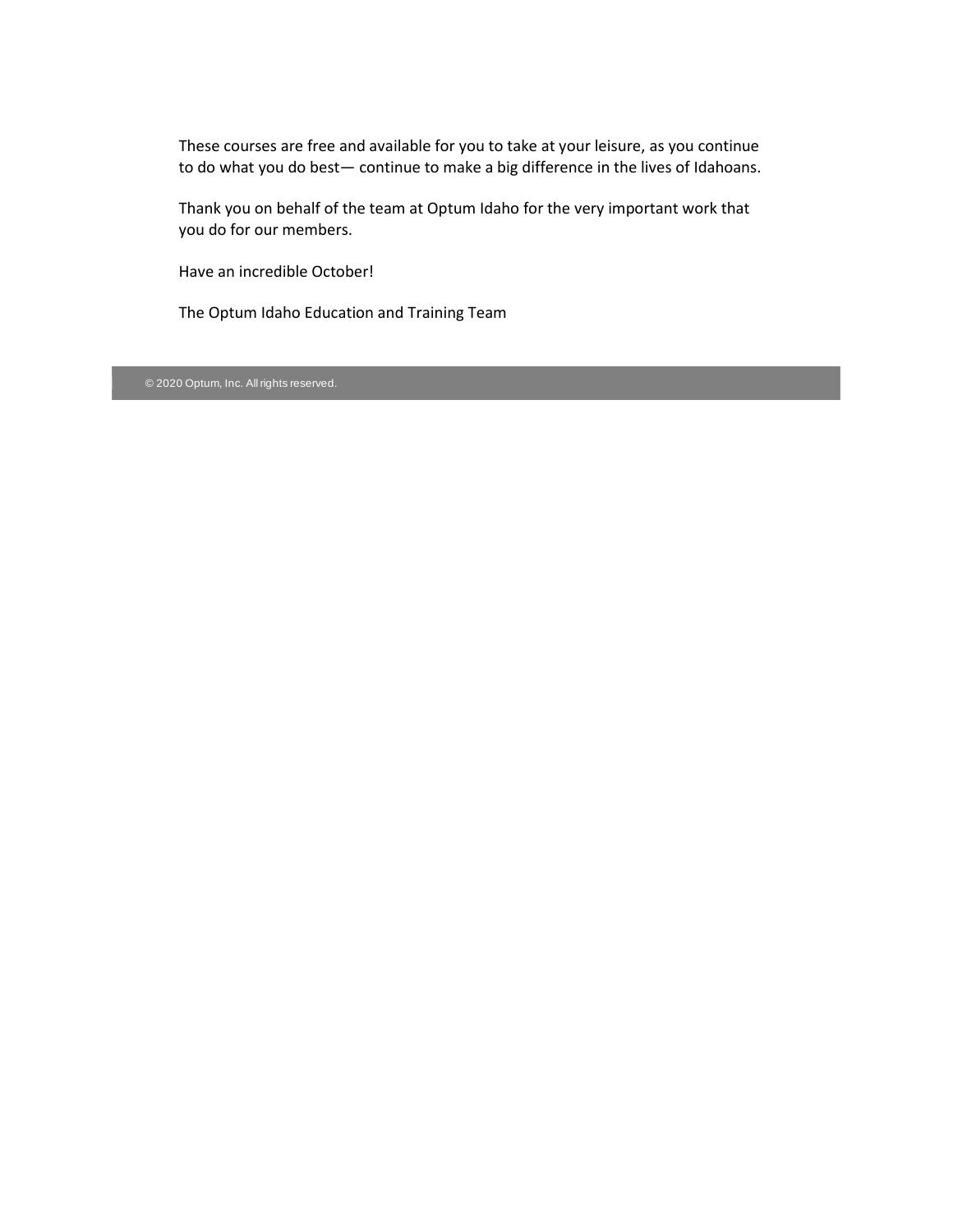These courses are free and available for you to take at your leisure, as you continue to do what you do best— continue to make a big difference in the lives of Idahoans.

Thank you on behalf of the team at Optum Idaho for the very important work that you do for our members.

Have an incredible October!

The Optum Idaho Education and Training Team

© 2020 Optum, Inc. All rights reserved.